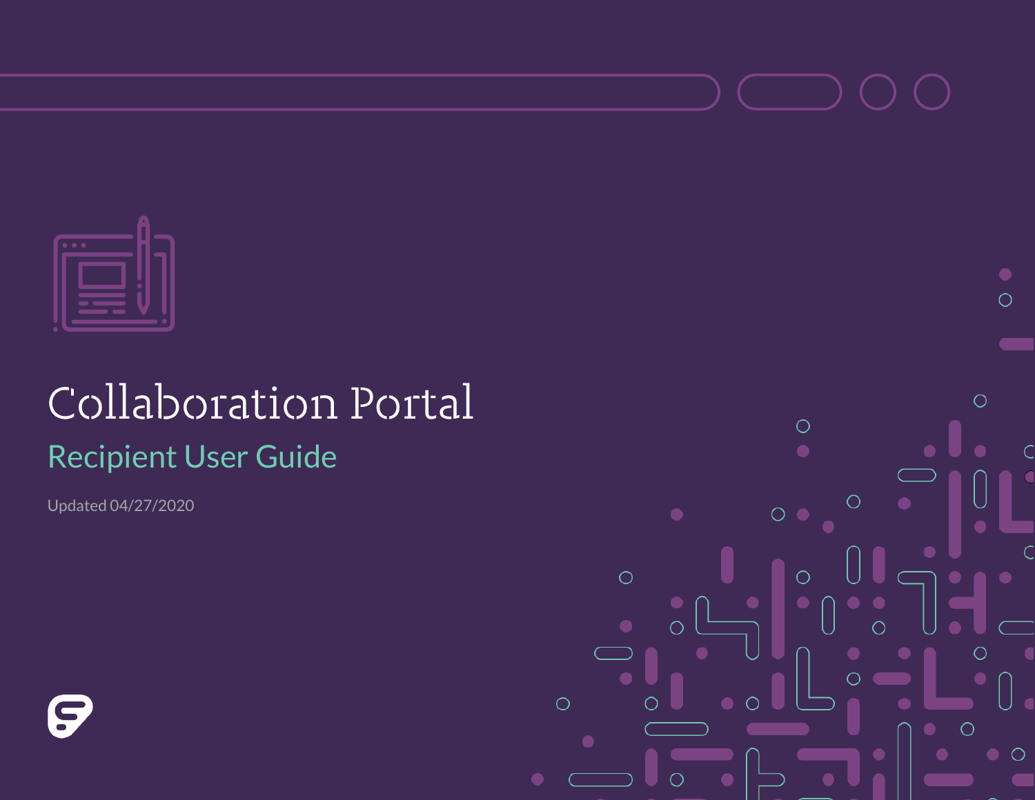# Collaboration Portal

## Recipient User Guide

Updated 04/27/2020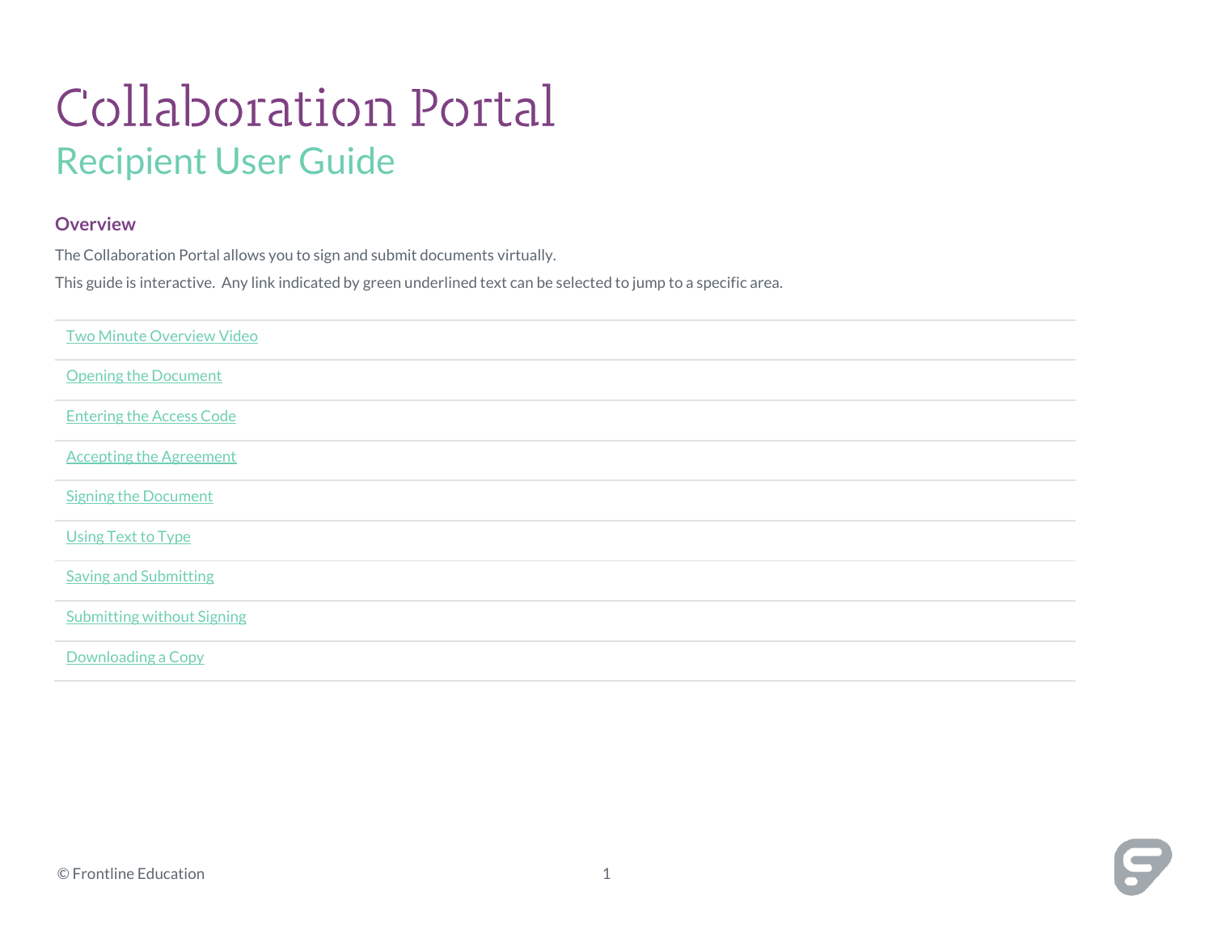# Collaboration Portal

## Recipient User Guide

### Overview

The Collaboration Portal allows you to sign and submit documents virtually.

This guide is interactive. Any link indicated by green underlined text can be selected to jump to a specific area.

| |
|---|
| Two Minute Overview Video |
| Opening the Document |
| Entering the Access Code |
| Accepting the Agreement |
| Signing the Document |
| Using Text to Type |
| Saving and Submitting |
| Submitting without Signing |
| Downloading a Copy |

© Frontline Education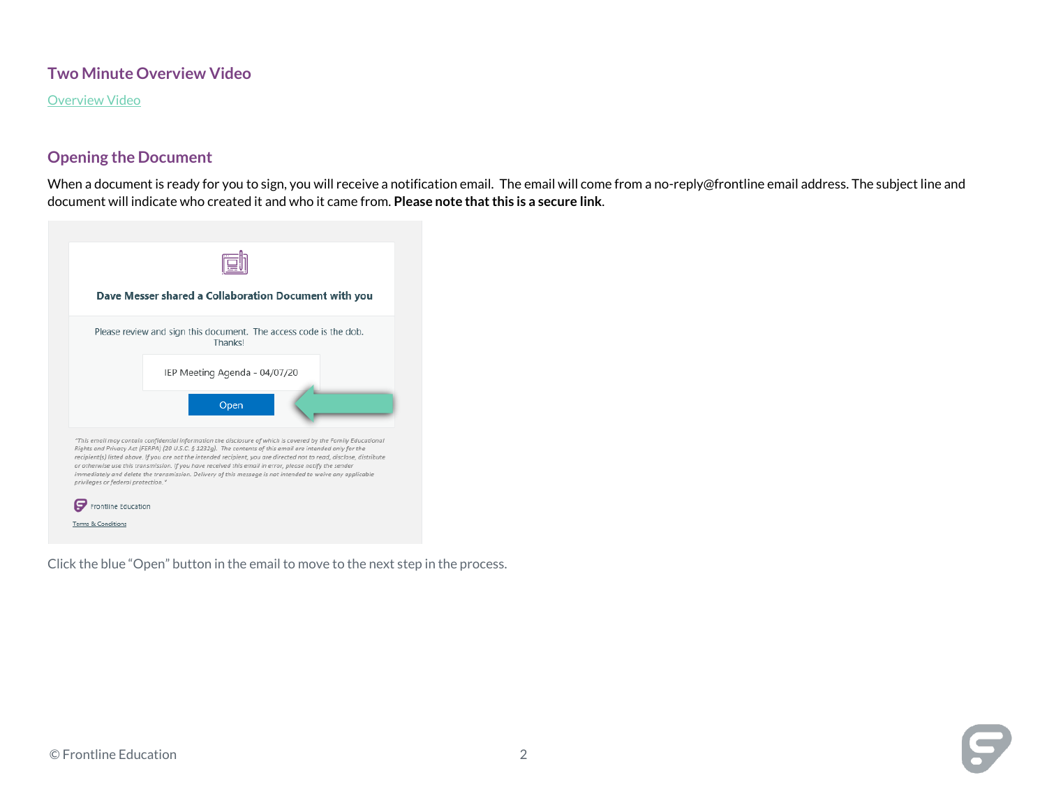## Two Minute Overview Video

Overview Video

## Opening the Document

When a document is ready for you to sign, you will receive a notification email. The email will come from a no-reply@frontline email address. The subject line and document will indicate who created it and who it came from. **Please note that this is a secure link**.

Click the blue "Open" button in the email to move to the next step in the process.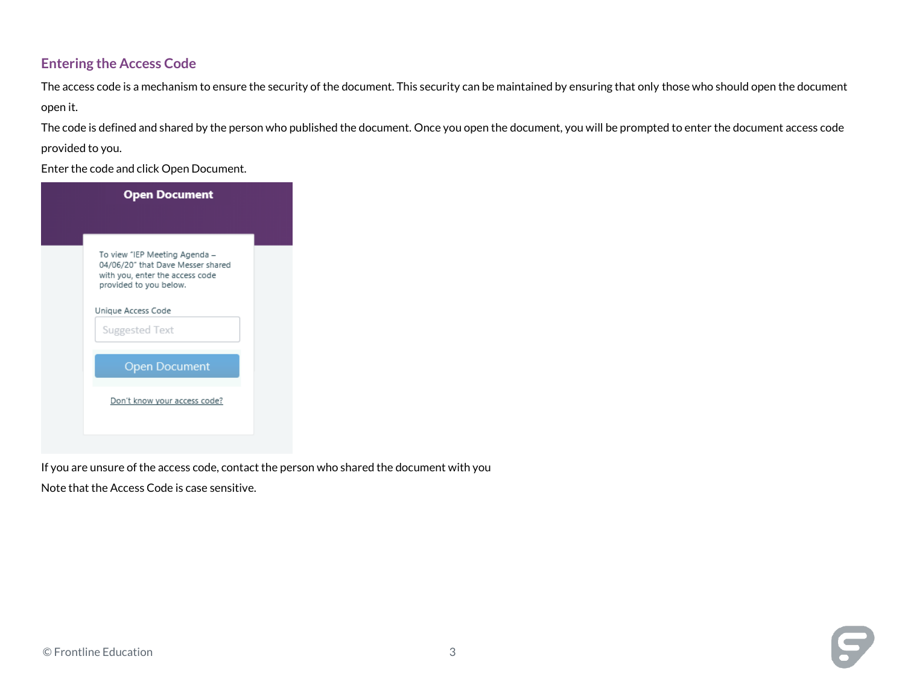## Entering the Access Code

The access code is a mechanism to ensure the security of the document. This security can be maintained by ensuring that only those who should open the document open it.

The code is defined and shared by the person who published the document. Once you open the document, you will be prompted to enter the document access code provided to you.

Enter the code and click Open Document.

If you are unsure of the access code, contact the person who shared the document with you

Note that the Access Code is case sensitive.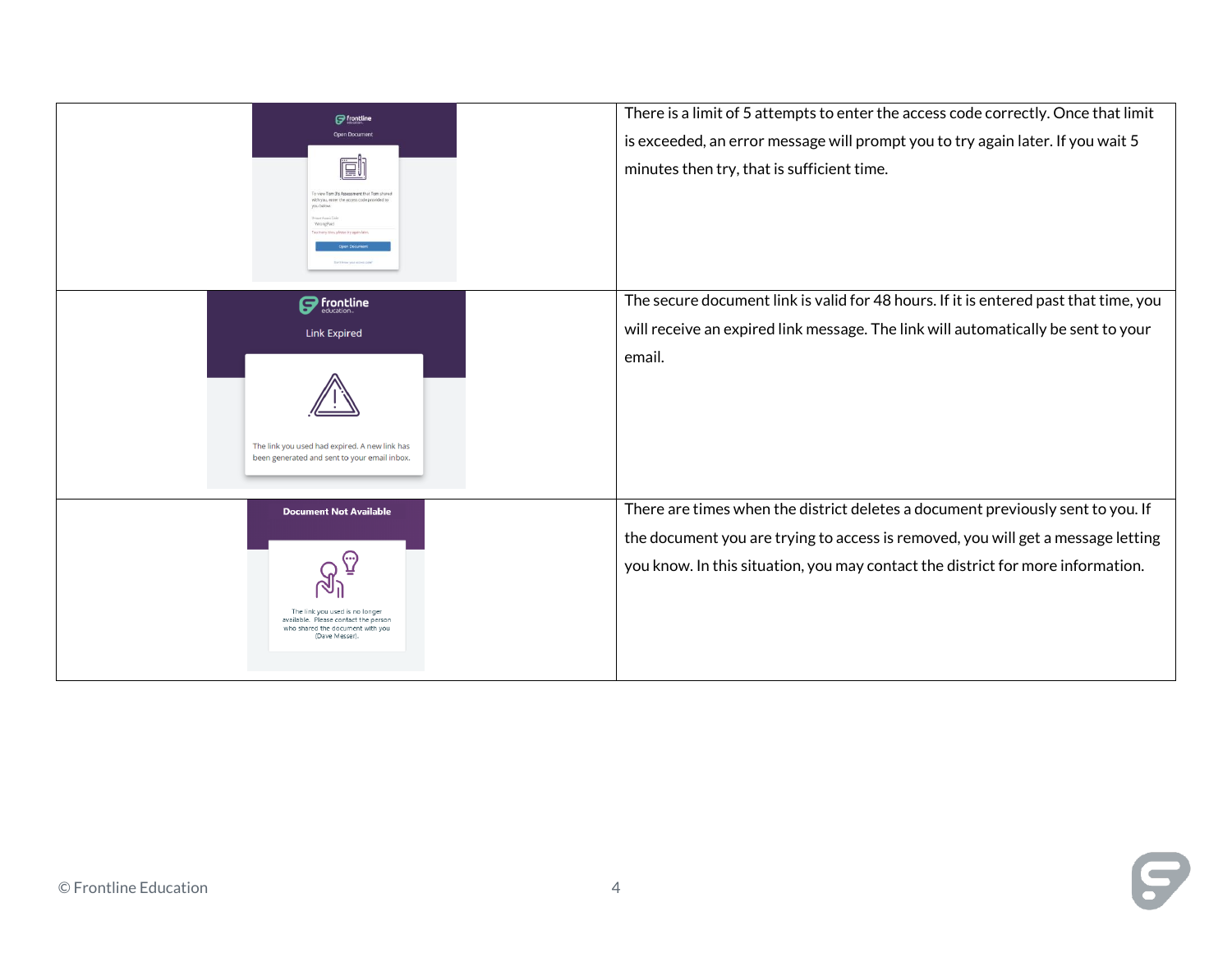| | |
|---|---|
| | There is a limit of 5 attempts to enter the access code correctly. Once that limit is exceeded, an error message will prompt you to try again later. If you wait 5 minutes then try, that is sufficient time. |
| | The secure document link is valid for 48 hours. If it is entered past that time, you will receive an expired link message. The link will automatically be sent to your email. |
| | There are times when the district deletes a document previously sent to you. If the document you are trying to access is removed, you will get a message letting you know. In this situation, you may contact the district for more information. |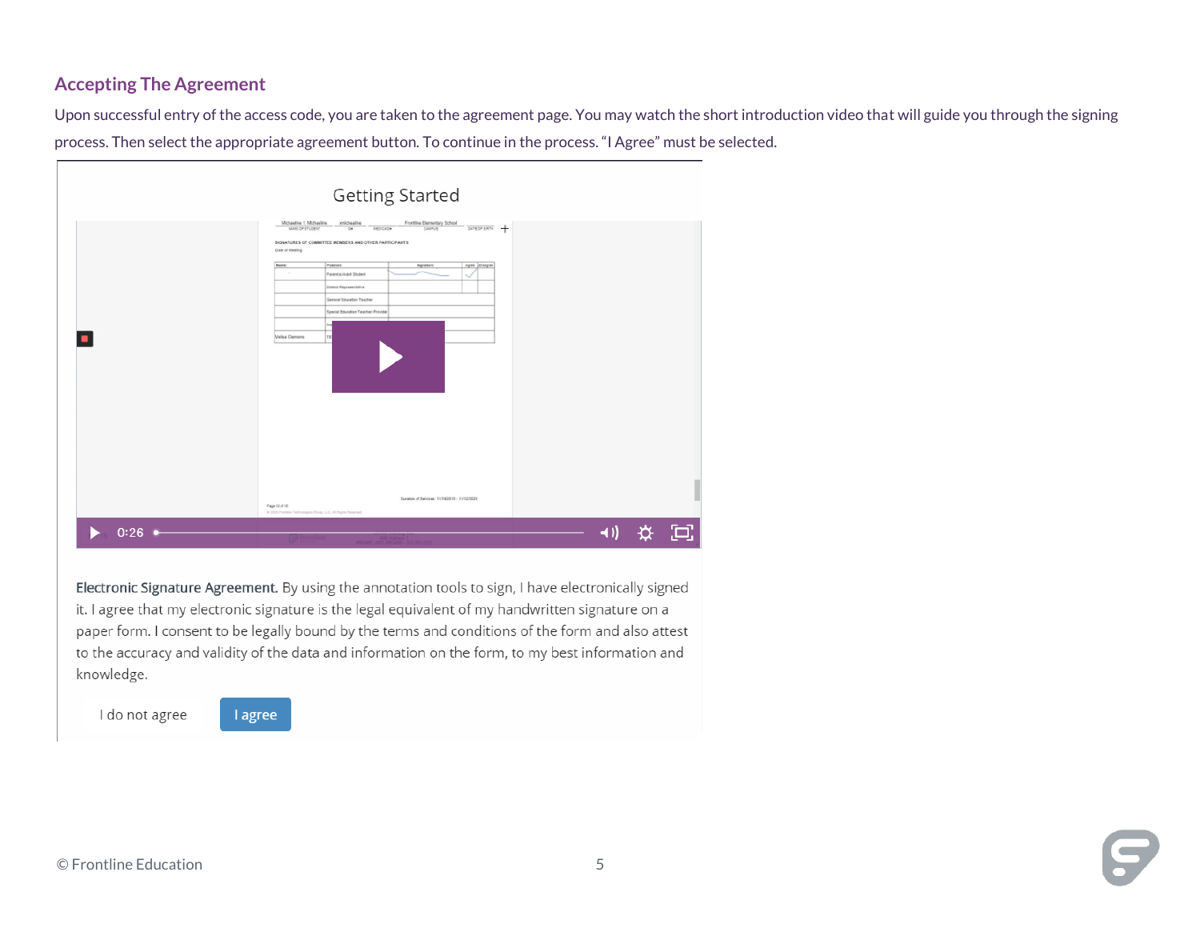## Accepting The Agreement

Upon successful entry of the access code, you are taken to the agreement page. You may watch the short introduction video that will guide you through the signing process. Then select the appropriate agreement button. To continue in the process. "I Agree" must be selected.

Getting Started

0:26

**Electronic Signature Agreement.** By using the annotation tools to sign, I have electronically signed it. I agree that my electronic signature is the legal equivalent of my handwritten signature on a paper form. I consent to be legally bound by the terms and conditions of the form and also attest to the accuracy and validity of the data and information on the form, to my best information and knowledge.

I do not agree   I agree

© Frontline Education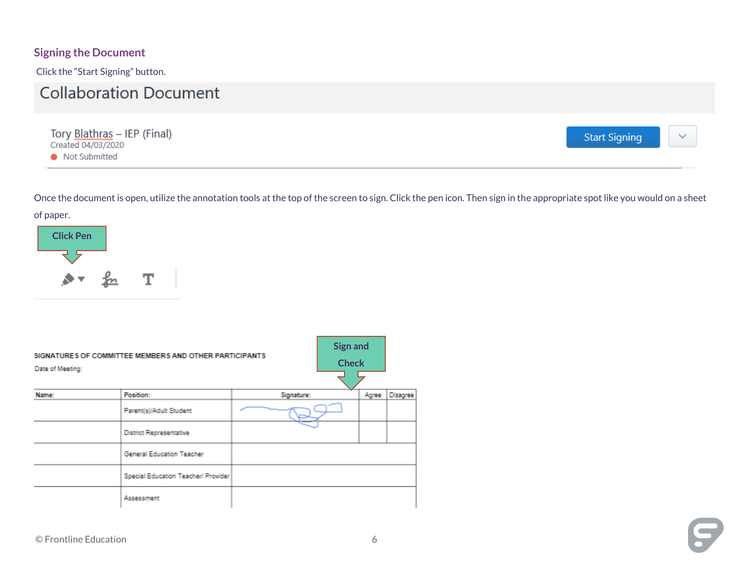## Signing the Document

Click the "Start Signing" button.

Collaboration Document

Tory Blathras – IEP (Final)
Created 04/03/2020
Not Submitted

Start Signing

Once the document is open, utilize the annotation tools at the top of the screen to sign. Click the pen icon. Then sign in the appropriate spot like you would on a sheet of paper.

Click Pen

Sign and Check

SIGNATURES OF COMMITTEE MEMBERS AND OTHER PARTICIPANTS

Date of Meeting:

| Name: | Position: | Signature: | Agree | Disagree |
|---|---|---|---|---|
| | Parent(s)/Adult Student | | | |
| | District Representative | | | |
| | General Education Teacher | | | |
| | Special Education Teacher/ Provider | | | |
| | Assessment | | | |

© Frontline Education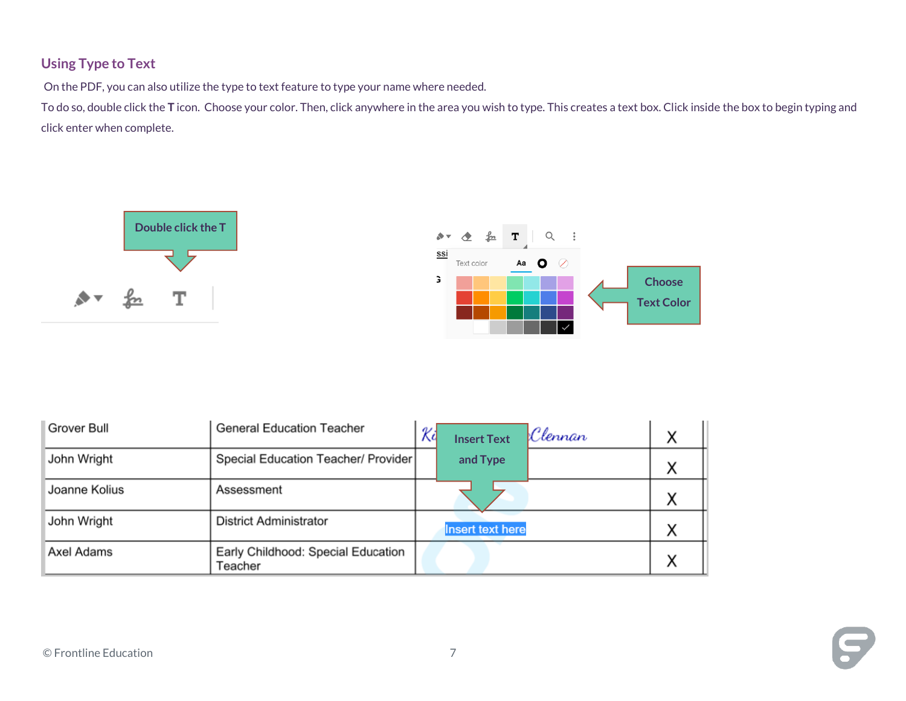## Using Type to Text

On the PDF, you can also utilize the type to text feature to type your name where needed.

To do so, double click the **T** icon. Choose your color. Then, click anywhere in the area you wish to type. This creates a text box. Click inside the box to begin typing and click enter when complete.

Double click the T

Choose Text Color

Insert Text and Type

| Grover Bull | General Education Teacher | | X |
|---|---|---|---|
| John Wright | Special Education Teacher/ Provider | | X |
| Joanne Kolius | Assessment | | X |
| John Wright | District Administrator | Insert text here | X |
| Axel Adams | Early Childhood: Special Education Teacher | | X |

© Frontline Education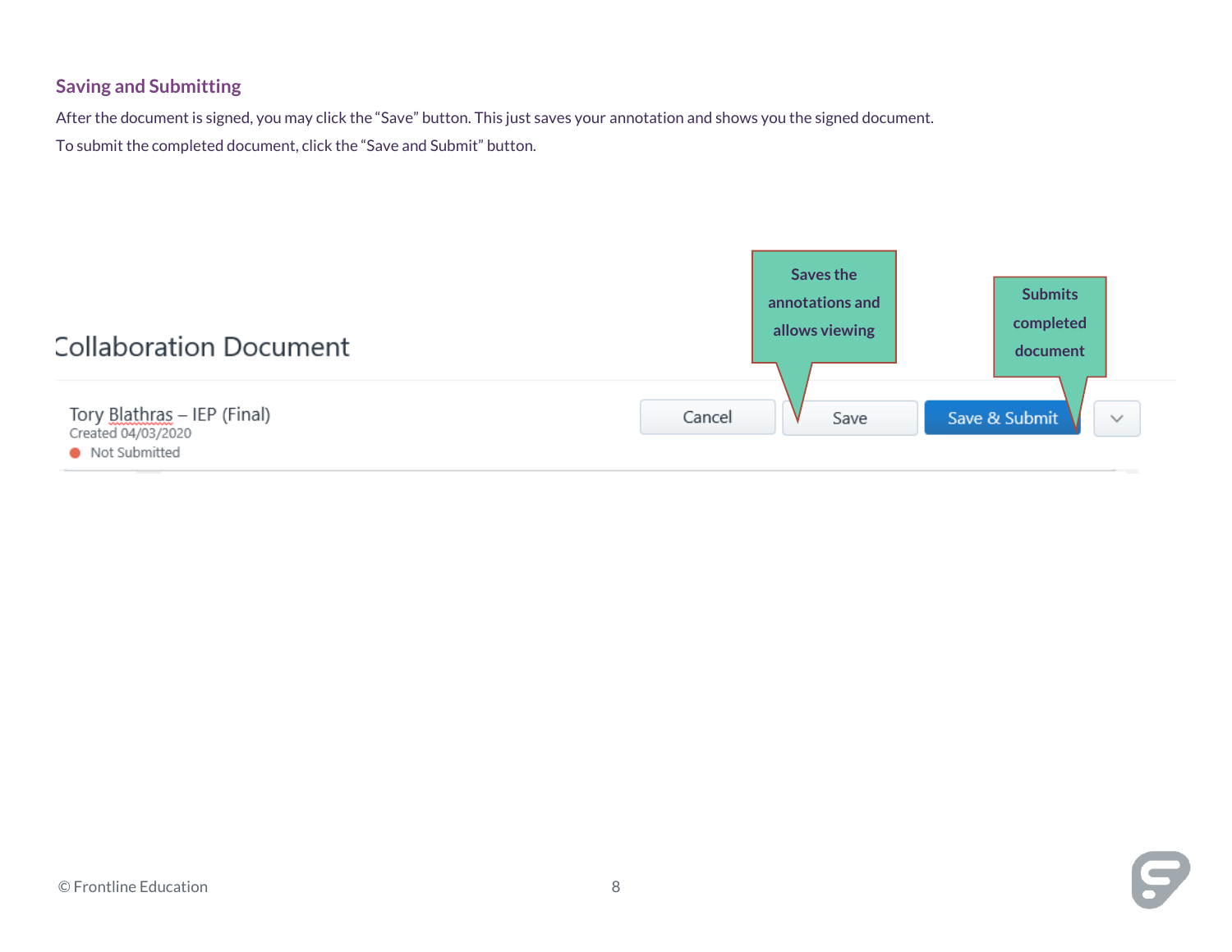## Saving and Submitting

After the document is signed, you may click the "Save" button. This just saves your annotation and shows you the signed document.

To submit the completed document, click the "Save and Submit" button.

Collaboration Document

Saves the annotations and allows viewing

Submits completed document

Tory Blathras – IEP (Final)
Created 04/03/2020
Not Submitted

Cancel | Save | Save & Submit

© Frontline Education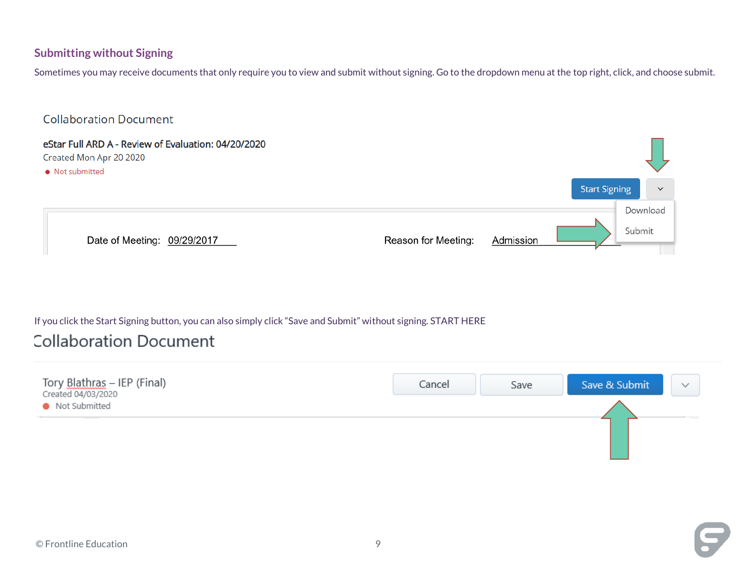### Submitting without Signing

Sometimes you may receive documents that only require you to view and submit without signing. Go to the dropdown menu at the top right, click, and choose submit.

Collaboration Document

**eStar Full ARD A - Review of Evaluation: 04/20/2020**
Created Mon Apr 20 2020
● Not submitted

Start Signing | Download | Submit

Date of Meeting: 09/29/2017 Reason for Meeting: Admission

If you click the Start Signing button, you can also simply click "Save and Submit" without signing. START HERE

Collaboration Document

Tory Blathras – IEP (Final)
Created 04/03/2020
● Not Submitted

Cancel | Save | Save & Submit

© Frontline Education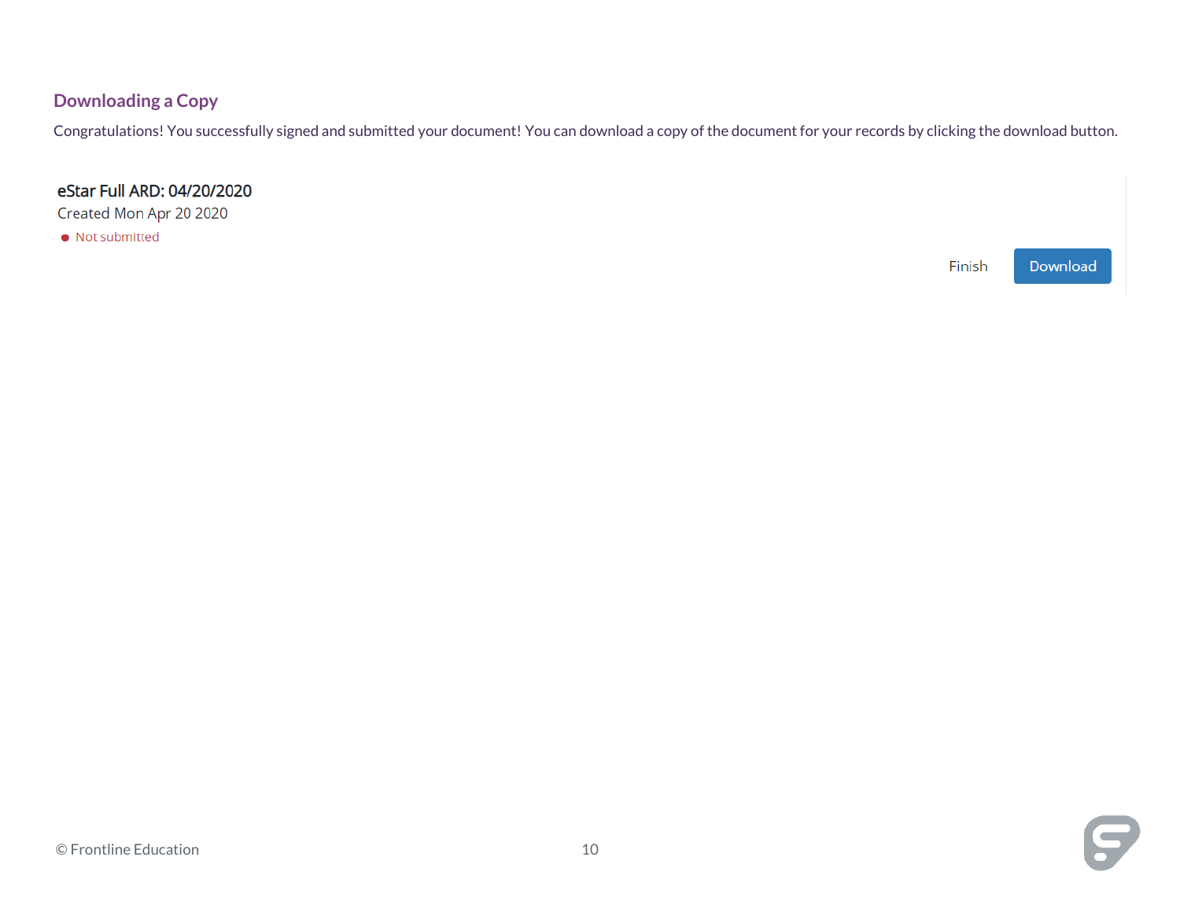## Downloading a Copy

Congratulations! You successfully signed and submitted your document! You can download a copy of the document for your records by clicking the download button.

eStar Full ARD: 04/20/2020

Created Mon Apr 20 2020

● Not submitted

Finish Download

© Frontline Education